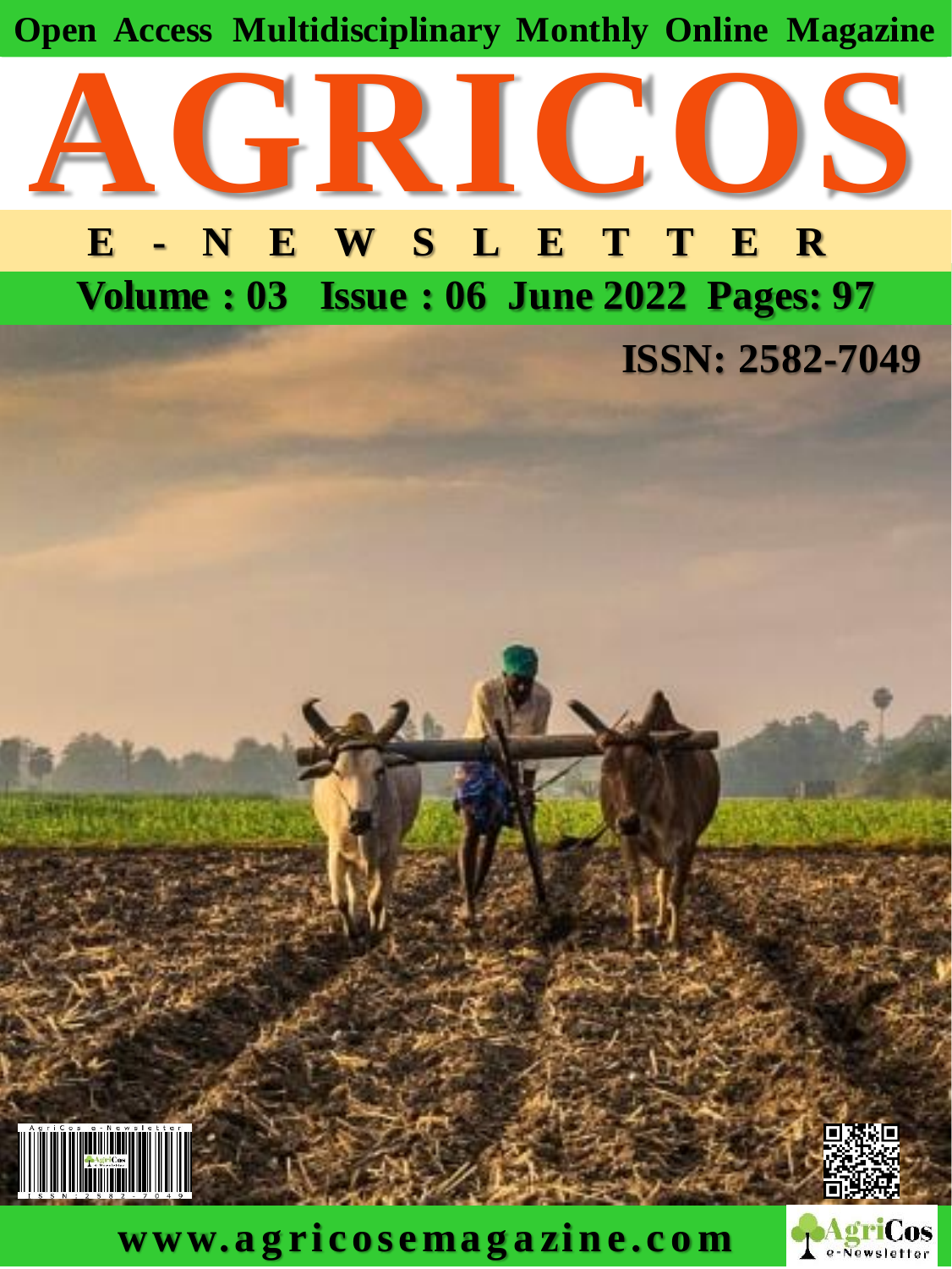Open Access Multidisciplinary Monthly Online Magazine

# AGRICOS

## E - N E W S L E T T E R

**Volume : 03 Issue : 06 June 2022 Pages: 97**

**ISSN: 2582-7049**

**www.agricosemagazine.com**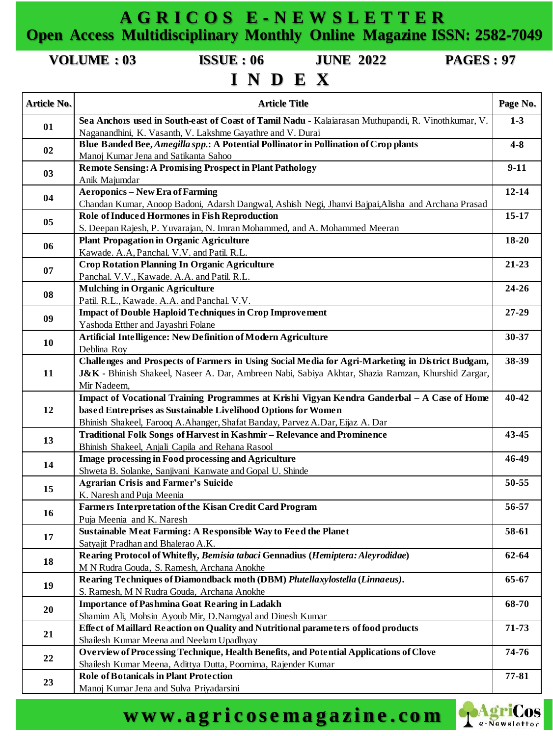# AGRICOS E-NEWSLETTER

## Open Access Multidisciplinary Monthly Online Magazine ISSN: 2582-7049

**VOLUME : 03** **ISSUE : 06** **JUNE 2022** **PAGES : 97**

# INDEX

| Article No. | Article Title | Page No. |
|---|---|---|
| 01 | **Sea Anchors used in South-east of Coast of Tamil Nadu** - Kalaiarasan Muthupandi, R. Vinothkumar, V. Naganandhini, K. Vasanth, V. Lakshme Gayathre and V. Durai | 1-3 |
| 02 | **Blue Banded Bee, *Amegilla spp.*: A Potential Pollinator in Pollination of Crop plants** Manoj Kumar Jena and Satikanta Sahoo | 4-8 |
| 03 | **Remote Sensing: A Promising Prospect in Plant Pathology** Anik Majumdar | 9-11 |
| 04 | **Aeroponics – New Era of Farming** Chandan Kumar, Anoop Badoni, Adarsh Dangwal, Ashish Negi, Jhanvi Bajpai,Alisha and Archana Prasad | 12-14 |
| 05 | **Role of Induced Hormones in Fish Reproduction** S. Deepan Rajesh, P. Yuvarajan, N. Imran Mohammed, and A. Mohammed Meeran | 15-17 |
| 06 | **Plant Propagation in Organic Agriculture** Kawade. A.A, Panchal. V.V. and Patil. R.L. | 18-20 |
| 07 | **Crop Rotation Planning In Organic Agriculture** Panchal. V.V., Kawade. A.A. and Patil. R.L. | 21-23 |
| 08 | **Mulching in Organic Agriculture** Patil. R.L., Kawade. A.A. and Panchal. V.V. | 24-26 |
| 09 | **Impact of Double Haploid Techniques in Crop Improvement** Yashoda Etther and Jayashri Folane | 27-29 |
| 10 | **Artificial Intelligence: New Definition of Modern Agriculture** Deblina Roy | 30-37 |
| 11 | **Challenges and Prospects of Farmers in Using Social Media for Agri-Marketing in District Budgam, J&K** - Bhinish Shakeel, Naseer A. Dar, Ambreen Nabi, Sabiya Akhtar, Shazia Ramzan, Khurshid Zargar, Mir Nadeem, | 38-39 |
| 12 | **Impact of Vocational Training Programmes at Krishi Vigyan Kendra Ganderbal – A Case of Home based Entreprises as Sustainable Livelihood Options for Women** Bhinish Shakeel, Farooq A.Ahanger, Shafat Banday, Parvez A.Dar, Eijaz A. Dar | 40-42 |
| 13 | **Traditional Folk Songs of Harvest in Kashmir – Relevance and Prominence** Bhinish Shakeel, Anjali Capila and Rehana Rasool | 43-45 |
| 14 | **Image processing in Food processing and Agriculture** Shweta B. Solanke, Sanjivani Kanwate and Gopal U. Shinde | 46-49 |
| 15 | **Agrarian Crisis and Farmer's Suicide** K. Naresh and Puja Meenia | 50-55 |
| 16 | **Farmers Interpretation of the Kisan Credit Card Program** Puja Meenia and K. Naresh | 56-57 |
| 17 | **Sustainable Meat Farming: A Responsible Way to Feed the Planet** Satyajit Pradhan and Bhalerao A.K. | 58-61 |
| 18 | **Rearing Protocol of Whitefly, *Bemisia tabaci* Gennadius (*Hemiptera: Aleyrodidae*)** M N Rudra Gouda, S. Ramesh, Archana Anokhe | 62-64 |
| 19 | **Rearing Techniques of Diamondback moth (DBM) *Plutellaxylostella* (*Linnaeus*).** S. Ramesh, M N Rudra Gouda, Archana Anokhe | 65-67 |
| 20 | **Importance of Pashmina Goat Rearing in Ladakh** Shamim Ali, Mohsin Ayoub Mir, D.Namgyal and Dinesh Kumar | 68-70 |
| 21 | **Effect of Maillard Reaction on Quality and Nutritional parameters of food products** Shailesh Kumar Meena and Neelam Upadhyay | 71-73 |
| 22 | **Overview of Processing Technique, Health Benefits, and Potential Applications of Clove** Shailesh Kumar Meena, Adittya Dutta, Poornima, Rajender Kumar | 74-76 |
| 23 | **Role of Botanicals in Plant Protection** Manoj Kumar Jena and Sulva Priyadarsini | 77-81 |

www.agricosemagazine.com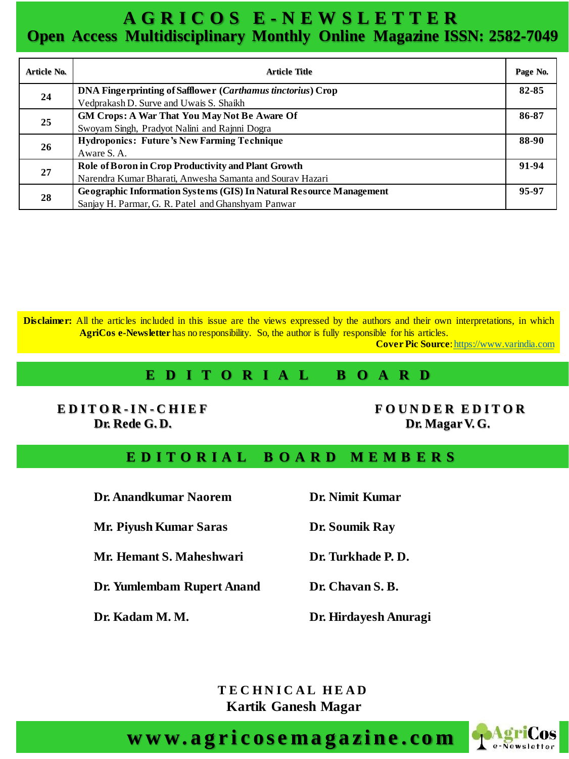# AGRICOS E-NEWSLETTER
## Open Access Multidisciplinary Monthly Online Magazine ISSN: 2582-7049

| Article No. | Article Title | Page No. |
|---|---|---|
| 24 | **DNA Fingerprinting of Safflower (*Carthamus tinctorius*) Crop**<br>Vedprakash D. Surve and Uwais S. Shaikh | 82-85 |
| 25 | **GM Crops: A War That You May Not Be Aware Of**<br>Swoyam Singh, Pradyot Nalini and Rajnni Dogra | 86-87 |
| 26 | **Hydroponics: Future's New Farming Technique**<br>Aware S. A. | 88-90 |
| 27 | **Role of Boron in Crop Productivity and Plant Growth**<br>Narendra Kumar Bharati, Anwesha Samanta and Sourav Hazari | 91-94 |
| 28 | **Geographic Information Systems (GIS) In Natural Resource Management**<br>Sanjay H. Parmar, G. R. Patel and Ghanshyam Panwar | 95-97 |

**Disclaimer:** All the articles included in this issue are the views expressed by the authors and their own interpretations, in which **AgriCos e-Newsletter** has no responsibility. So, the author is fully responsible for his articles.

**Cover Pic Source**: https://www.varindia.com

## EDITORIAL BOARD

**EDITOR-IN-CHIEF**
**Dr. Rede G. D.**

**FOUNDER EDITOR**
**Dr. Magar V. G.**

## EDITORIAL BOARD MEMBERS

**Dr. Anandkumar Naorem**

**Mr. Piyush Kumar Saras**

**Mr. Hemant S. Maheshwari**

**Dr. Yumlembam Rupert Anand**

**Dr. Kadam M. M.**

**Dr. Nimit Kumar**

**Dr. Soumik Ray**

**Dr. Turkhade P. D.**

**Dr. Chavan S. B.**

**Dr. Hirdayesh Anuragi**

**TECHNICAL HEAD**
**Kartik Ganesh Magar**

**www.agricosemagazine.com**